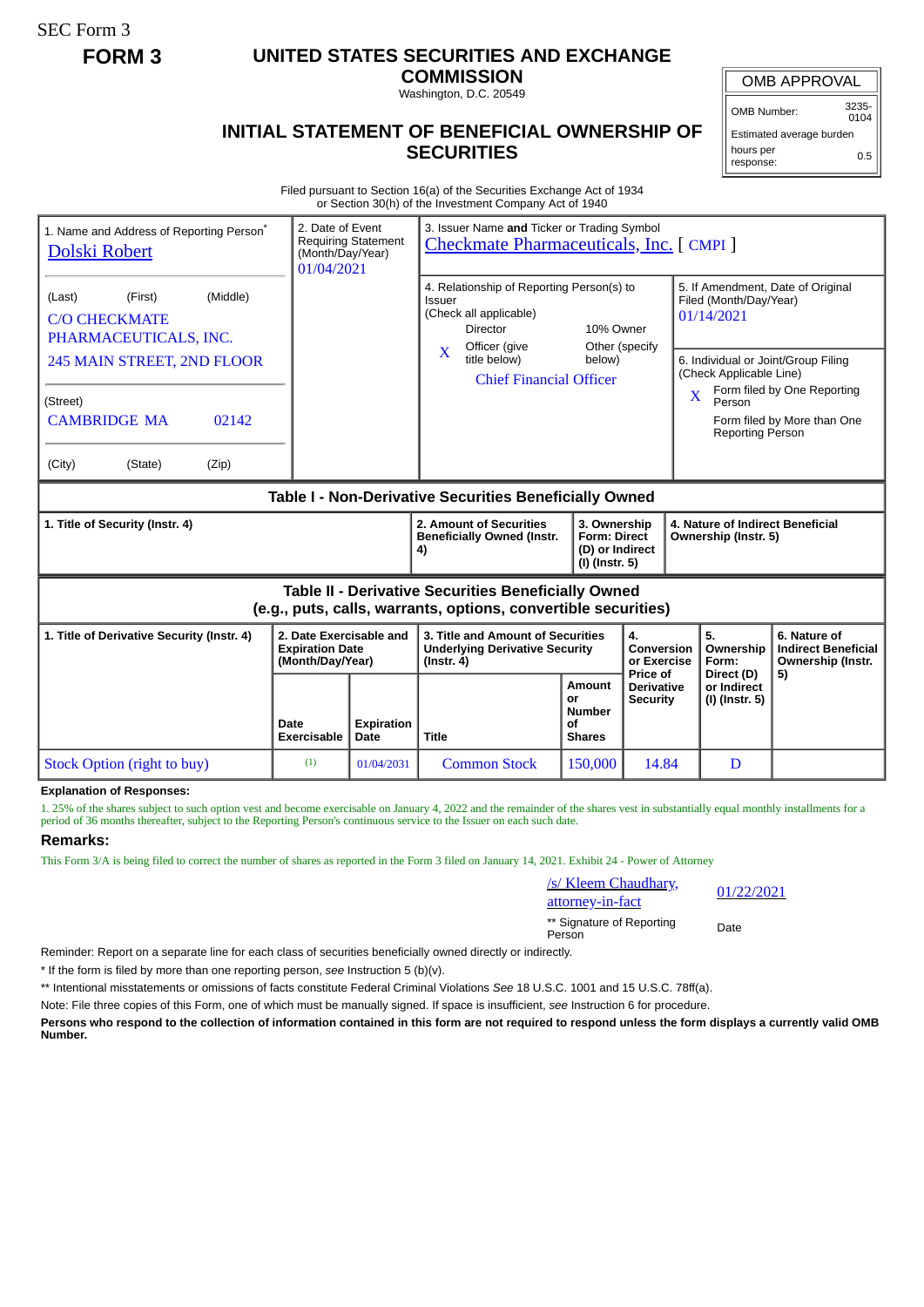SEC Form 3

**FORM 3**

# UNITED STATES SECURITIES AND EXCHANGE COMMISSION

Washington, D.C. 20549

## INITIAL STATEMENT OF BENEFICIAL OWNERSHIP OF SECURITIES

| OMB APPROVAL | |
|---|---|
| OMB Number: | 3235-0104 |
| Estimated average burden | |
| hours per response: | 0.5 |

Filed pursuant to Section 16(a) of the Securities Exchange Act of 1934 or Section 30(h) of the Investment Company Act of 1940

| 1. Name and Address of Reporting Person* | 2. Date of Event Requiring Statement (Month/Day/Year) | 3. Issuer Name and Ticker or Trading Symbol |
|---|---|---|
| Dolski Robert | 01/04/2021 | Checkmate Pharmaceuticals, Inc. [ CMPI ] |
| (Last) (First) (Middle) C/O CHECKMATE PHARMACEUTICALS, INC. 245 MAIN STREET, 2ND FLOOR | | 4. Relationship of Reporting Person(s) to Issuer (Check all applicable) Director; 10% Owner; X Officer (give title below); Other (specify below) — Chief Financial Officer |
| (Street) CAMBRIDGE MA 02142 | | 5. If Amendment, Date of Original Filed (Month/Day/Year) 01/14/2021 |
| (City) (State) (Zip) | | 6. Individual or Joint/Group Filing (Check Applicable Line) X Form filed by One Reporting Person; Form filed by More than One Reporting Person |

### Table I - Non-Derivative Securities Beneficially Owned

| 1. Title of Security (Instr. 4) | 2. Amount of Securities Beneficially Owned (Instr. 4) | 3. Ownership Form: Direct (D) or Indirect (I) (Instr. 5) | 4. Nature of Indirect Beneficial Ownership (Instr. 5) |
|---|---|---|---|

### Table II - Derivative Securities Beneficially Owned (e.g., puts, calls, warrants, options, convertible securities)

| 1. Title of Derivative Security (Instr. 4) | 2. Date Exercisable and Expiration Date (Month/Day/Year) | | 3. Title and Amount of Securities Underlying Derivative Security (Instr. 4) | | 4. Conversion or Exercise Price of Derivative Security | 5. Ownership Form: Direct (D) or Indirect (I) (Instr. 5) | 6. Nature of Indirect Beneficial Ownership (Instr. 5) |
|---|---|---|---|---|---|---|---|
| | Date Exercisable | Expiration Date | Title | Amount or Number of Shares | | | |
| Stock Option (right to buy) | (1) | 01/04/2031 | Common Stock | 150,000 | 14.84 | D | |

**Explanation of Responses:**

1. 25% of the shares subject to such option vest and become exercisable on January 4, 2022 and the remainder of the shares vest in substantially equal monthly installments for a period of 36 months thereafter, subject to the Reporting Person's continuous service to the Issuer on each such date.

**Remarks:**

This Form 3/A is being filed to correct the number of shares as reported in the Form 3 filed on January 14, 2021. Exhibit 24 - Power of Attorney

| /s/ Kleem Chaudhary, attorney-in-fact | 01/22/2021 |
|---|---|
| ** Signature of Reporting Person | Date |

Reminder: Report on a separate line for each class of securities beneficially owned directly or indirectly.

\* If the form is filed by more than one reporting person, *see* Instruction 5 (b)(v).

** Intentional misstatements or omissions of facts constitute Federal Criminal Violations *See* 18 U.S.C. 1001 and 15 U.S.C. 78ff(a).

Note: File three copies of this Form, one of which must be manually signed. If space is insufficient, *see* Instruction 6 for procedure.

**Persons who respond to the collection of information contained in this form are not required to respond unless the form displays a currently valid OMB Number.**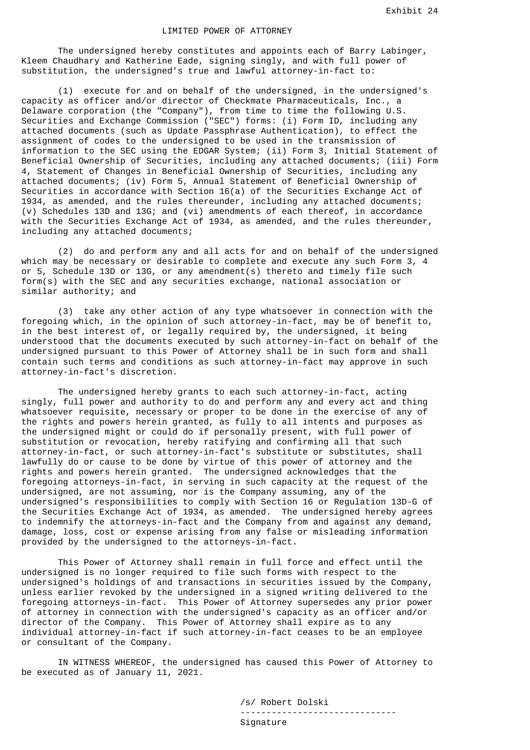Exhibit 24

# LIMITED POWER OF ATTORNEY

The undersigned hereby constitutes and appoints each of Barry Labinger, Kleem Chaudhary and Katherine Eade, signing singly, and with full power of substitution, the undersigned's true and lawful attorney-in-fact to:

(1) execute for and on behalf of the undersigned, in the undersigned's capacity as officer and/or director of Checkmate Pharmaceuticals, Inc., a Delaware corporation (the "Company"), from time to time the following U.S. Securities and Exchange Commission ("SEC") forms: (i) Form ID, including any attached documents (such as Update Passphrase Authentication), to effect the assignment of codes to the undersigned to be used in the transmission of information to the SEC using the EDGAR System; (ii) Form 3, Initial Statement of Beneficial Ownership of Securities, including any attached documents; (iii) Form 4, Statement of Changes in Beneficial Ownership of Securities, including any attached documents; (iv) Form 5, Annual Statement of Beneficial Ownership of Securities in accordance with Section 16(a) of the Securities Exchange Act of 1934, as amended, and the rules thereunder, including any attached documents; (v) Schedules 13D and 13G; and (vi) amendments of each thereof, in accordance with the Securities Exchange Act of 1934, as amended, and the rules thereunder, including any attached documents;

(2) do and perform any and all acts for and on behalf of the undersigned which may be necessary or desirable to complete and execute any such Form 3, 4 or 5, Schedule 13D or 13G, or any amendment(s) thereto and timely file such form(s) with the SEC and any securities exchange, national association or similar authority; and

(3) take any other action of any type whatsoever in connection with the foregoing which, in the opinion of such attorney-in-fact, may be of benefit to, in the best interest of, or legally required by, the undersigned, it being understood that the documents executed by such attorney-in-fact on behalf of the undersigned pursuant to this Power of Attorney shall be in such form and shall contain such terms and conditions as such attorney-in-fact may approve in such attorney-in-fact's discretion.

The undersigned hereby grants to each such attorney-in-fact, acting singly, full power and authority to do and perform any and every act and thing whatsoever requisite, necessary or proper to be done in the exercise of any of the rights and powers herein granted, as fully to all intents and purposes as the undersigned might or could do if personally present, with full power of substitution or revocation, hereby ratifying and confirming all that such attorney-in-fact, or such attorney-in-fact's substitute or substitutes, shall lawfully do or cause to be done by virtue of this power of attorney and the rights and powers herein granted. The undersigned acknowledges that the foregoing attorneys-in-fact, in serving in such capacity at the request of the undersigned, are not assuming, nor is the Company assuming, any of the undersigned's responsibilities to comply with Section 16 or Regulation 13D-G of the Securities Exchange Act of 1934, as amended. The undersigned hereby agrees to indemnify the attorneys-in-fact and the Company from and against any demand, damage, loss, cost or expense arising from any false or misleading information provided by the undersigned to the attorneys-in-fact.

This Power of Attorney shall remain in full force and effect until the undersigned is no longer required to file such forms with respect to the undersigned's holdings of and transactions in securities issued by the Company, unless earlier revoked by the undersigned in a signed writing delivered to the foregoing attorneys-in-fact. This Power of Attorney supersedes any prior power of attorney in connection with the undersigned's capacity as an officer and/or director of the Company. This Power of Attorney shall expire as to any individual attorney-in-fact if such attorney-in-fact ceases to be an employee or consultant of the Company.

IN WITNESS WHEREOF, the undersigned has caused this Power of Attorney to be executed as of January 11, 2021.

/s/ Robert Dolski

------------------------------

Signature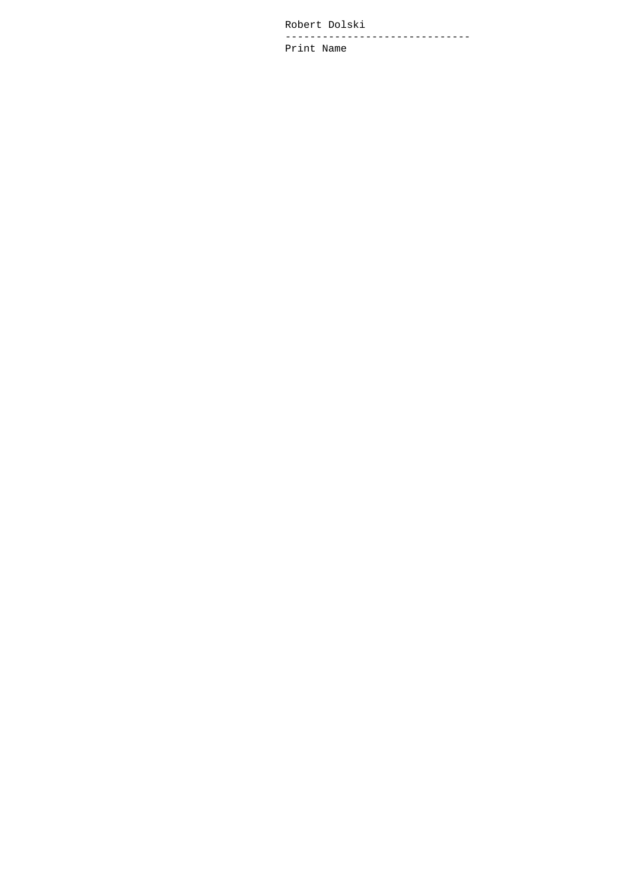Robert Dolski
------------------------------
Print Name